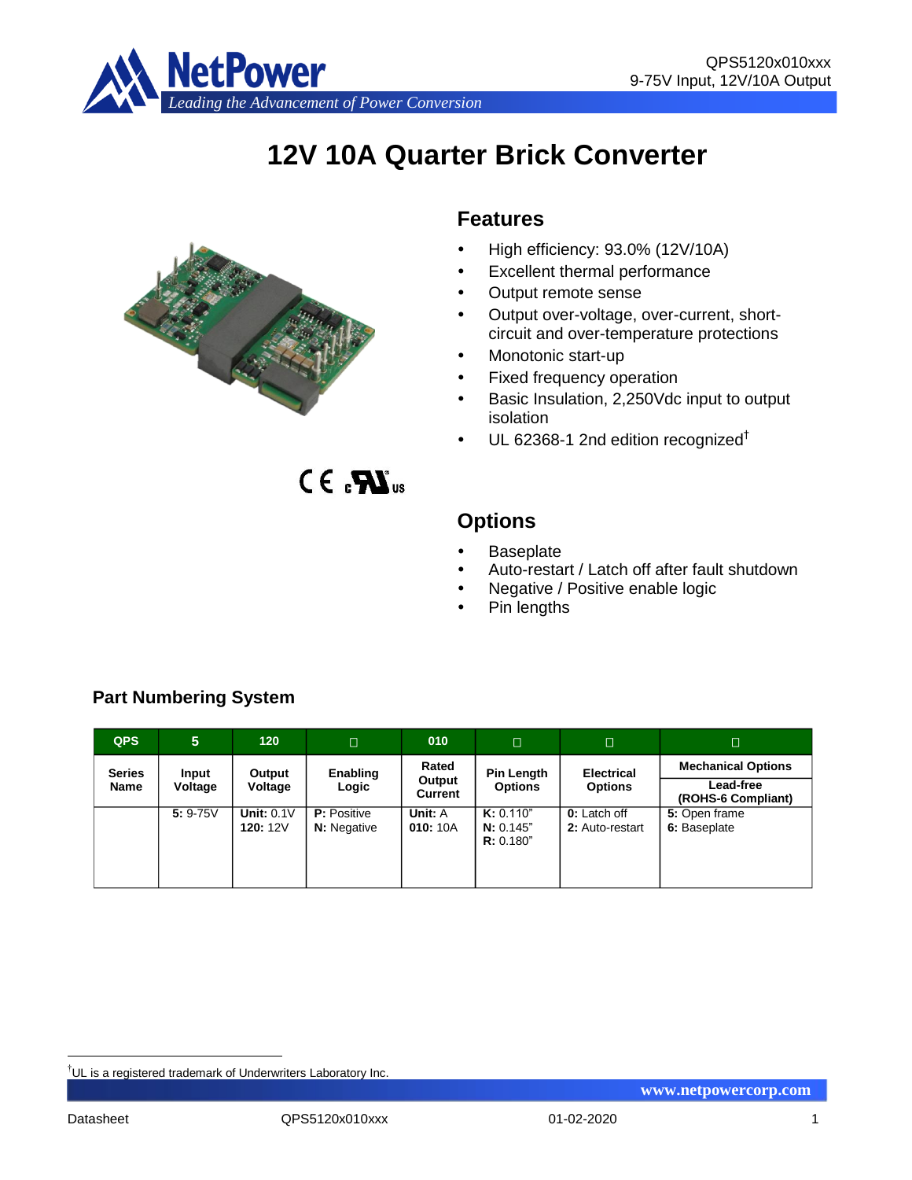# 12V 10A Quarter Brick Converter

## Features

- High efficiency: 93.0% (12V/10A)
- Excellent thermal performance
- Output remote sense
- Output over-voltage, over-current, short-circuit and over-temperature protections
- Monotonic start-up
- Fixed frequency operation
- Basic Insulation, 2,250Vdc input to output isolation
- UL 62368-1 2nd edition recognized[†]

## Options

- Baseplate
- Auto-restart / Latch off after fault shutdown
- Negative / Positive enable logic
- Pin lengths

## Part Numbering System

| QPS | 5 | 120 | □ | 010 | □ | □ | □ |
|---|---|---|---|---|---|---|---|
| **Series Name** | **Input Voltage** | **Output Voltage** | **Enabling Logic** | **Rated Output Current** | **Pin Length Options** | **Electrical Options** | **Mechanical Options**<br>**Lead-free (ROHS-6 Compliant)** |
| | **5:** 9-75V | **Unit:** 0.1V<br>**120:** 12V | **P:** Positive<br>**N:** Negative | **Unit:** A<br>**010:** 10A | **K:** 0.110"<br>**N:** 0.145"<br>**R:** 0.180" | **0:** Latch off<br>**2:** Auto-restart | **5:** Open frame<br>**6:** Baseplate |

[†]UL is a registered trademark of Underwriters Laboratory Inc.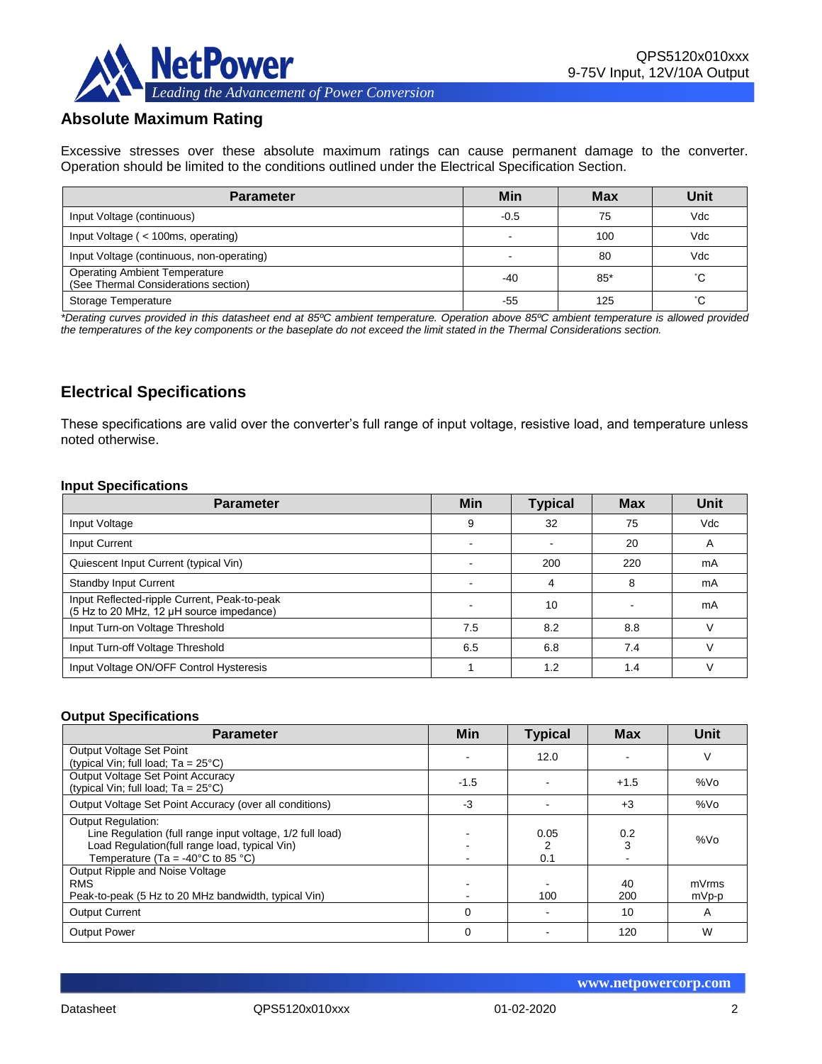## Absolute Maximum Rating

Excessive stresses over these absolute maximum ratings can cause permanent damage to the converter. Operation should be limited to the conditions outlined under the Electrical Specification Section.

| Parameter | Min | Max | Unit |
|---|---|---|---|
| Input Voltage (continuous) | -0.5 | 75 | Vdc |
| Input Voltage ( < 100ms, operating) | - | 100 | Vdc |
| Input Voltage (continuous, non-operating) | - | 80 | Vdc |
| Operating Ambient Temperature (See Thermal Considerations section) | -40 | 85* | ˚C |
| Storage Temperature | -55 | 125 | ˚C |

*\*Derating curves provided in this datasheet end at 85ºC ambient temperature. Operation above 85ºC ambient temperature is allowed provided the temperatures of the key components or the baseplate do not exceed the limit stated in the Thermal Considerations section.*

## Electrical Specifications

These specifications are valid over the converter's full range of input voltage, resistive load, and temperature unless noted otherwise.

### Input Specifications

| Parameter | Min | Typical | Max | Unit |
|---|---|---|---|---|
| Input Voltage | 9 | 32 | 75 | Vdc |
| Input Current | - | - | 20 | A |
| Quiescent Input Current (typical Vin) | - | 200 | 220 | mA |
| Standby Input Current | - | 4 | 8 | mA |
| Input Reflected-ripple Current, Peak-to-peak (5 Hz to 20 MHz, 12 μH source impedance) | - | 10 | - | mA |
| Input Turn-on Voltage Threshold | 7.5 | 8.2 | 8.8 | V |
| Input Turn-off Voltage Threshold | 6.5 | 6.8 | 7.4 | V |
| Input Voltage ON/OFF Control Hysteresis | 1 | 1.2 | 1.4 | V |

### Output Specifications

| Parameter | Min | Typical | Max | Unit |
|---|---|---|---|---|
| Output Voltage Set Point (typical Vin; full load; Ta = 25°C) | - | 12.0 | - | V |
| Output Voltage Set Point Accuracy (typical Vin; full load; Ta = 25°C) | -1.5 | - | +1.5 | %Vo |
| Output Voltage Set Point Accuracy (over all conditions) | -3 | - | +3 | %Vo |
| Output Regulation: Line Regulation (full range input voltage, 1/2 full load) Load Regulation(full range load, typical Vin) Temperature (Ta = -40°C to 85 °C) | - - - | 0.05 2 0.1 | 0.2 3 - | %Vo |
| Output Ripple and Noise Voltage RMS Peak-to-peak (5 Hz to 20 MHz bandwidth, typical Vin) | - - | - 100 | 40 200 | mVrms mVp-p |
| Output Current | 0 | - | 10 | A |
| Output Power | 0 | - | 120 | W |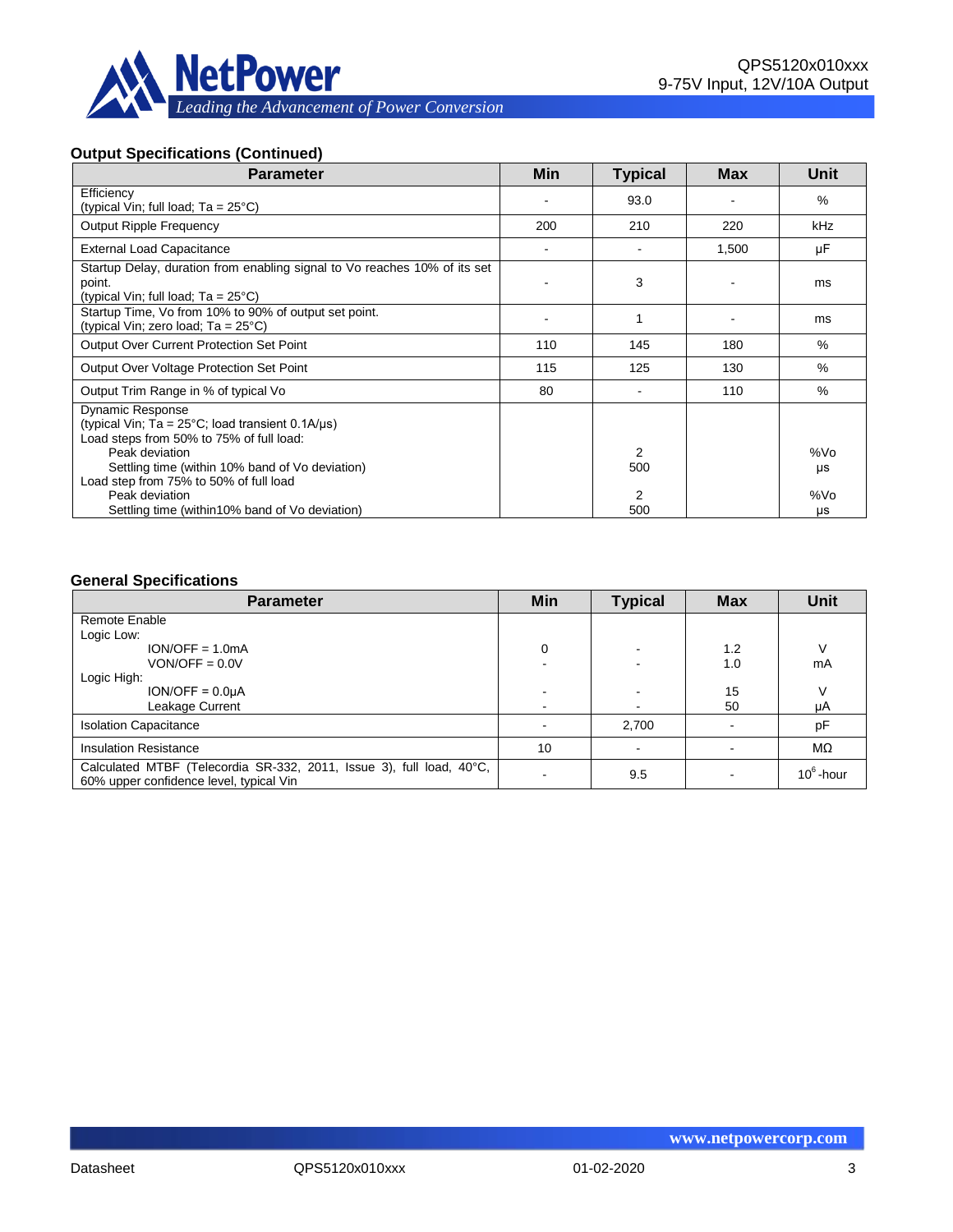### Output Specifications (Continued)

| Parameter | Min | Typical | Max | Unit |
|---|---|---|---|---|
| Efficiency<br>(typical Vin; full load; Ta = 25°C) | - | 93.0 | - | % |
| Output Ripple Frequency | 200 | 210 | 220 | kHz |
| External Load Capacitance | - | - | 1,500 | µF |
| Startup Delay, duration from enabling signal to Vo reaches 10% of its set point.<br>(typical Vin; full load; Ta = 25°C) | - | 3 | - | ms |
| Startup Time, Vo from 10% to 90% of output set point.<br>(typical Vin; zero load; Ta = 25°C) | - | 1 | - | ms |
| Output Over Current Protection Set Point | 110 | 145 | 180 | % |
| Output Over Voltage Protection Set Point | 115 | 125 | 130 | % |
| Output Trim Range in % of typical Vo | 80 | - | 110 | % |
| Dynamic Response<br>(typical Vin; Ta = 25°C; load transient 0.1A/µs)<br>Load steps from 50% to 75% of full load:<br>Peak deviation<br>Settling time (within 10% band of Vo deviation)<br>Load step from 75% to 50% of full load<br>Peak deviation<br>Settling time (within10% band of Vo deviation) | | <br><br><br>2<br>500<br><br>2<br>500 | | <br><br><br>%Vo<br>µs<br><br>%Vo<br>µs |

### General Specifications

| Parameter | Min | Typical | Max | Unit |
|---|---|---|---|---|
| Remote Enable<br>Logic Low:<br>ION/OFF = 1.0mA<br>VON/OFF = 0.0V<br>Logic High:<br>ION/OFF = 0.0µA<br>Leakage Current | <br><br>0<br>-<br><br>-<br>- | <br><br>-<br>-<br><br>-<br>- | <br><br>1.2<br>1.0<br><br>15<br>50 | <br><br>V<br>mA<br><br>V<br>µA |
| Isolation Capacitance | - | 2,700 | - | pF |
| Insulation Resistance | 10 | - | - | MΩ |
| Calculated MTBF (Telecordia SR-332, 2011, Issue 3), full load, 40°C, 60% upper confidence level, typical Vin | - | 9.5 | - | $10^6$-hour |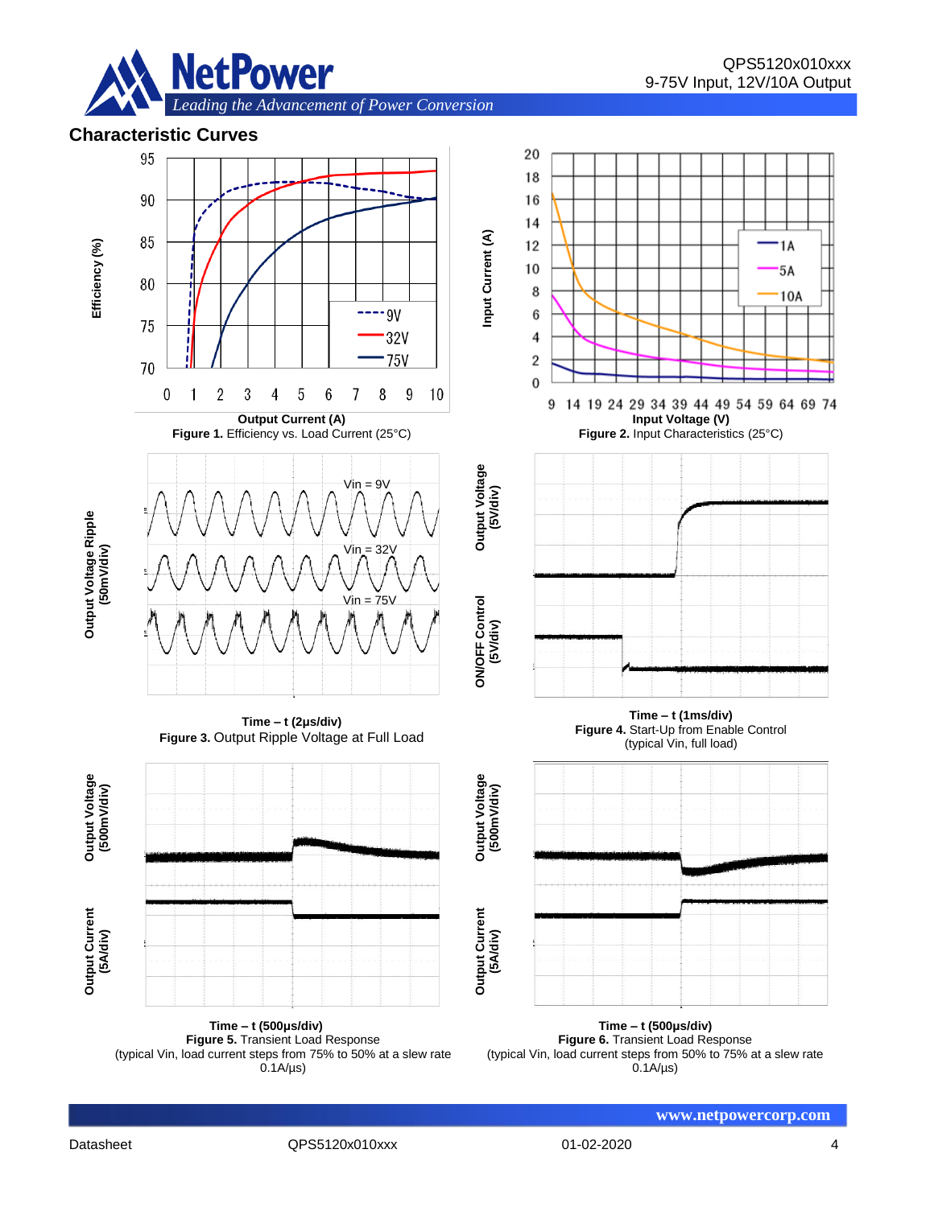## Characteristic Curves

Output Current (A)

**Figure 1.** Efficiency vs. Load Current (25°C)

Input Voltage (V)

**Figure 2.** Input Characteristics (25°C)

**Time – t (2μs/div)**

**Figure 3.** Output Ripple Voltage at Full Load

**Time – t (1ms/div)**

**Figure 4.** Start-Up from Enable Control (typical Vin, full load)

**Time – t (500μs/div)**

**Figure 5.** Transient Load Response (typical Vin, load current steps from 75% to 50% at a slew rate 0.1A/μs)

**Time – t (500μs/div)**

**Figure 6.** Transient Load Response (typical Vin, load current steps from 50% to 75% at a slew rate 0.1A/μs)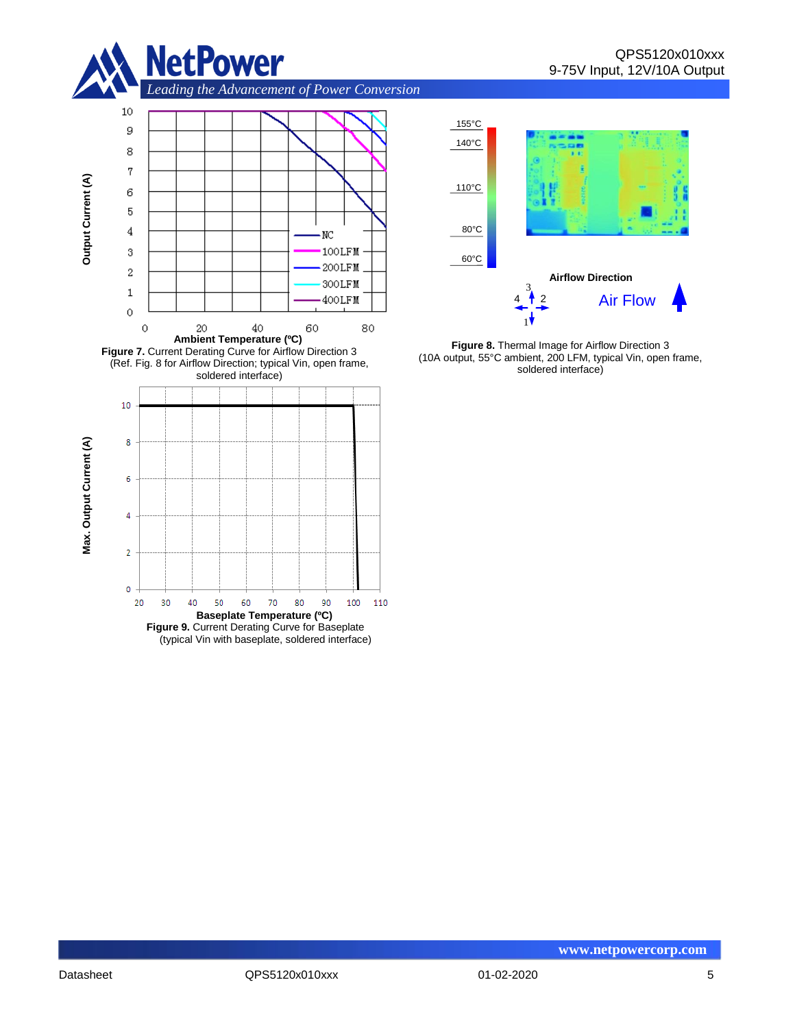**Figure 7.** Current Derating Curve for Airflow Direction 3 (Ref. Fig. 8 for Airflow Direction; typical Vin, open frame, soldered interface)

**Figure 8.** Thermal Image for Airflow Direction 3 (10A output, 55°C ambient, 200 LFM, typical Vin, open frame, soldered interface)

**Figure 9.** Current Derating Curve for Baseplate (typical Vin with baseplate, soldered interface)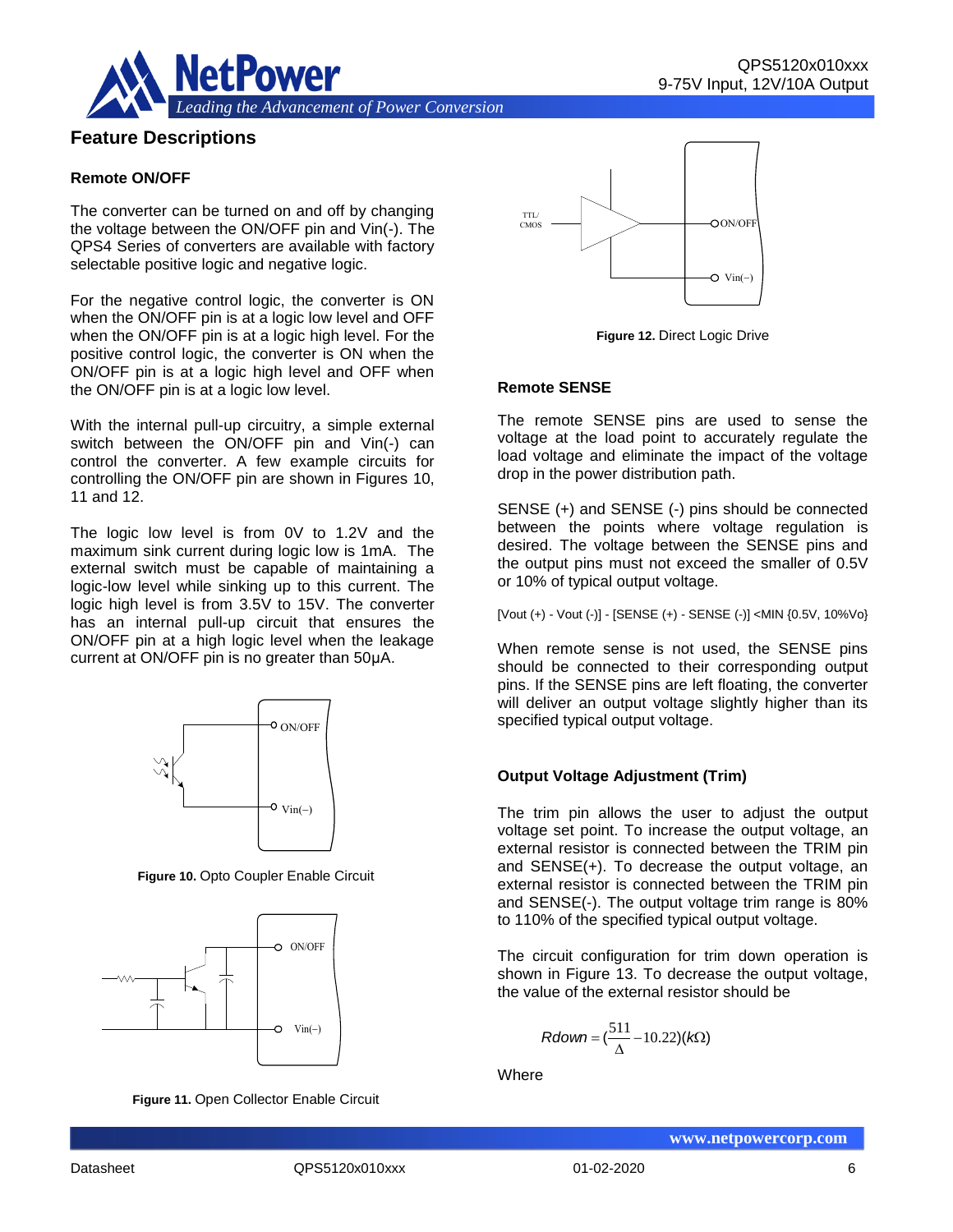## Feature Descriptions

### Remote ON/OFF

The converter can be turned on and off by changing the voltage between the ON/OFF pin and Vin(-). The QPS4 Series of converters are available with factory selectable positive logic and negative logic.

For the negative control logic, the converter is ON when the ON/OFF pin is at a logic low level and OFF when the ON/OFF pin is at a logic high level. For the positive control logic, the converter is ON when the ON/OFF pin is at a logic high level and OFF when the ON/OFF pin is at a logic low level.

With the internal pull-up circuitry, a simple external switch between the ON/OFF pin and Vin(-) can control the converter. A few example circuits for controlling the ON/OFF pin are shown in Figures 10, 11 and 12.

The logic low level is from 0V to 1.2V and the maximum sink current during logic low is 1mA. The external switch must be capable of maintaining a logic-low level while sinking up to this current. The logic high level is from 3.5V to 15V. The converter has an internal pull-up circuit that ensures the ON/OFF pin at a high logic level when the leakage current at ON/OFF pin is no greater than 50µA.

**Figure 10.** Opto Coupler Enable Circuit

**Figure 11.** Open Collector Enable Circuit

**Figure 12.** Direct Logic Drive

### Remote SENSE

The remote SENSE pins are used to sense the voltage at the load point to accurately regulate the load voltage and eliminate the impact of the voltage drop in the power distribution path.

SENSE (+) and SENSE (-) pins should be connected between the points where voltage regulation is desired. The voltage between the SENSE pins and the output pins must not exceed the smaller of 0.5V or 10% of typical output voltage.

[Vout (+) - Vout (-)] - [SENSE (+) - SENSE (-)] <MIN {0.5V, 10%Vo}

When remote sense is not used, the SENSE pins should be connected to their corresponding output pins. If the SENSE pins are left floating, the converter will deliver an output voltage slightly higher than its specified typical output voltage.

### Output Voltage Adjustment (Trim)

The trim pin allows the user to adjust the output voltage set point. To increase the output voltage, an external resistor is connected between the TRIM pin and SENSE(+). To decrease the output voltage, an external resistor is connected between the TRIM pin and SENSE(-). The output voltage trim range is 80% to 110% of the specified typical output voltage.

The circuit configuration for trim down operation is shown in Figure 13. To decrease the output voltage, the value of the external resistor should be

$$Rdown = \left(\frac{511}{\Delta} - 10.22\right)(k\Omega)$$

Where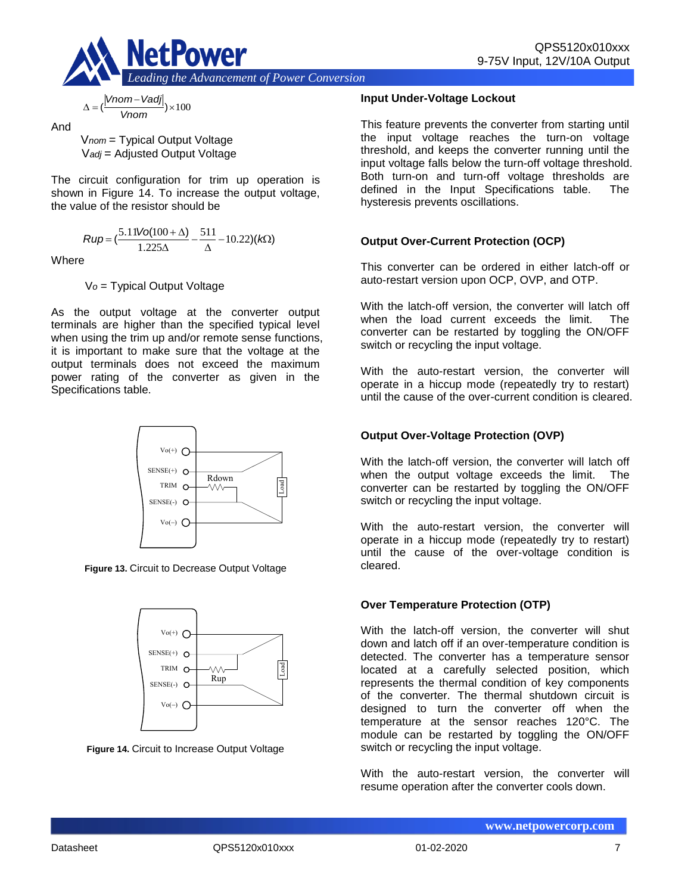$$\Delta = \left(\frac{|Vnom - Vadj|}{Vnom}\right) \times 100$$

And

$V_{nom}$ = Typical Output Voltage
$V_{adj}$ = Adjusted Output Voltage

The circuit configuration for trim up operation is shown in Figure 14. To increase the output voltage, the value of the resistor should be

$$Rup = \left(\frac{5.11Vo(100+\Delta)}{1.225\Delta} - \frac{511}{\Delta} - 10.22\right)(k\Omega)$$

Where

$V_o$ = Typical Output Voltage

As the output voltage at the converter output terminals are higher than the specified typical level when using the trim up and/or remote sense functions, it is important to make sure that the voltage at the output terminals does not exceed the maximum power rating of the converter as given in the Specifications table.

**Figure 13.** Circuit to Decrease Output Voltage

**Figure 14.** Circuit to Increase Output Voltage

### Input Under-Voltage Lockout

This feature prevents the converter from starting until the input voltage reaches the turn-on voltage threshold, and keeps the converter running until the input voltage falls below the turn-off voltage threshold. Both turn-on and turn-off voltage thresholds are defined in the Input Specifications table. The hysteresis prevents oscillations.

### Output Over-Current Protection (OCP)

This converter can be ordered in either latch-off or auto-restart version upon OCP, OVP, and OTP.

With the latch-off version, the converter will latch off when the load current exceeds the limit. The converter can be restarted by toggling the ON/OFF switch or recycling the input voltage.

With the auto-restart version, the converter will operate in a hiccup mode (repeatedly try to restart) until the cause of the over-current condition is cleared.

### Output Over-Voltage Protection (OVP)

With the latch-off version, the converter will latch off when the output voltage exceeds the limit. The converter can be restarted by toggling the ON/OFF switch or recycling the input voltage.

With the auto-restart version, the converter will operate in a hiccup mode (repeatedly try to restart) until the cause of the over-voltage condition is cleared.

### Over Temperature Protection (OTP)

With the latch-off version, the converter will shut down and latch off if an over-temperature condition is detected. The converter has a temperature sensor located at a carefully selected position, which represents the thermal condition of key components of the converter. The thermal shutdown circuit is designed to turn the converter off when the temperature at the sensor reaches 120°C. The module can be restarted by toggling the ON/OFF switch or recycling the input voltage.

With the auto-restart version, the converter will resume operation after the converter cools down.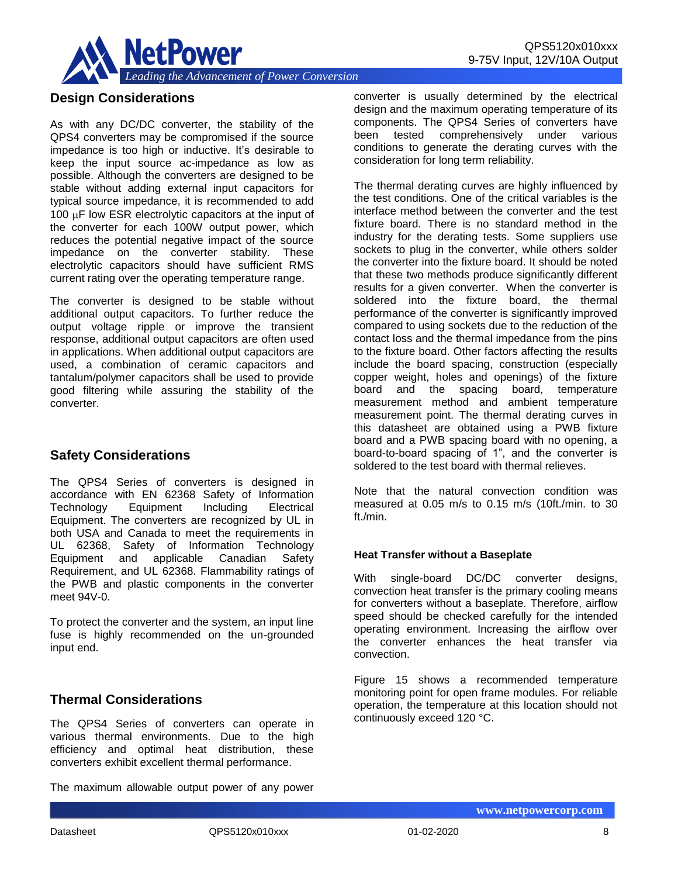## Design Considerations

As with any DC/DC converter, the stability of the QPS4 converters may be compromised if the source impedance is too high or inductive. It's desirable to keep the input source ac-impedance as low as possible. Although the converters are designed to be stable without adding external input capacitors for typical source impedance, it is recommended to add 100 μF low ESR electrolytic capacitors at the input of the converter for each 100W output power, which reduces the potential negative impact of the source impedance on the converter stability. These electrolytic capacitors should have sufficient RMS current rating over the operating temperature range.

The converter is designed to be stable without additional output capacitors. To further reduce the output voltage ripple or improve the transient response, additional output capacitors are often used in applications. When additional output capacitors are used, a combination of ceramic capacitors and tantalum/polymer capacitors shall be used to provide good filtering while assuring the stability of the converter.

## Safety Considerations

The QPS4 Series of converters is designed in accordance with EN 62368 Safety of Information Technology Equipment Including Electrical Equipment. The converters are recognized by UL in both USA and Canada to meet the requirements in UL 62368, Safety of Information Technology Equipment and applicable Canadian Safety Requirement, and UL 62368. Flammability ratings of the PWB and plastic components in the converter meet 94V-0.

To protect the converter and the system, an input line fuse is highly recommended on the un-grounded input end.

## Thermal Considerations

The QPS4 Series of converters can operate in various thermal environments. Due to the high efficiency and optimal heat distribution, these converters exhibit excellent thermal performance.

The maximum allowable output power of any power converter is usually determined by the electrical design and the maximum operating temperature of its components. The QPS4 Series of converters have been tested comprehensively under various conditions to generate the derating curves with the consideration for long term reliability.

The thermal derating curves are highly influenced by the test conditions. One of the critical variables is the interface method between the converter and the test fixture board. There is no standard method in the industry for the derating tests. Some suppliers use sockets to plug in the converter, while others solder the converter into the fixture board. It should be noted that these two methods produce significantly different results for a given converter. When the converter is soldered into the fixture board, the thermal performance of the converter is significantly improved compared to using sockets due to the reduction of the contact loss and the thermal impedance from the pins to the fixture board. Other factors affecting the results include the board spacing, construction (especially copper weight, holes and openings) of the fixture board and the spacing board, temperature measurement method and ambient temperature measurement point. The thermal derating curves in this datasheet are obtained using a PWB fixture board and a PWB spacing board with no opening, a board-to-board spacing of 1", and the converter is soldered to the test board with thermal relieves.

Note that the natural convection condition was measured at 0.05 m/s to 0.15 m/s (10ft./min. to 30 ft./min.

### Heat Transfer without a Baseplate

With single-board DC/DC converter designs, convection heat transfer is the primary cooling means for converters without a baseplate. Therefore, airflow speed should be checked carefully for the intended operating environment. Increasing the airflow over the converter enhances the heat transfer via convection.

Figure 15 shows a recommended temperature monitoring point for open frame modules. For reliable operation, the temperature at this location should not continuously exceed 120 °C.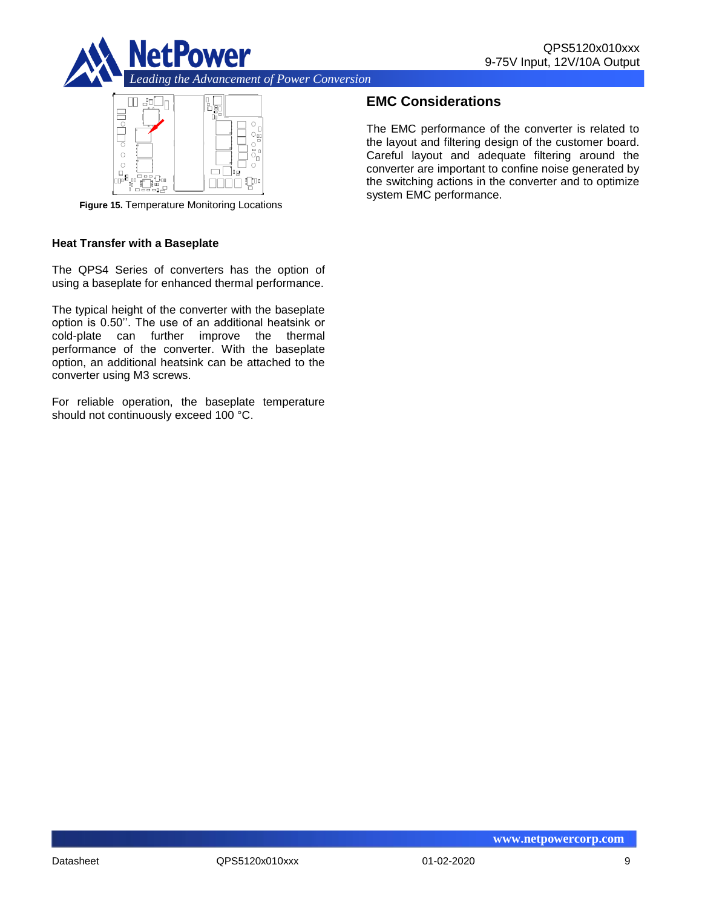**Figure 15.** Temperature Monitoring Locations

### Heat Transfer with a Baseplate

The QPS4 Series of converters has the option of using a baseplate for enhanced thermal performance.

The typical height of the converter with the baseplate option is 0.50''. The use of an additional heatsink or cold-plate can further improve the thermal performance of the converter. With the baseplate option, an additional heatsink can be attached to the converter using M3 screws.

For reliable operation, the baseplate temperature should not continuously exceed 100 °C.

## EMC Considerations

The EMC performance of the converter is related to the layout and filtering design of the customer board. Careful layout and adequate filtering around the converter are important to confine noise generated by the switching actions in the converter and to optimize system EMC performance.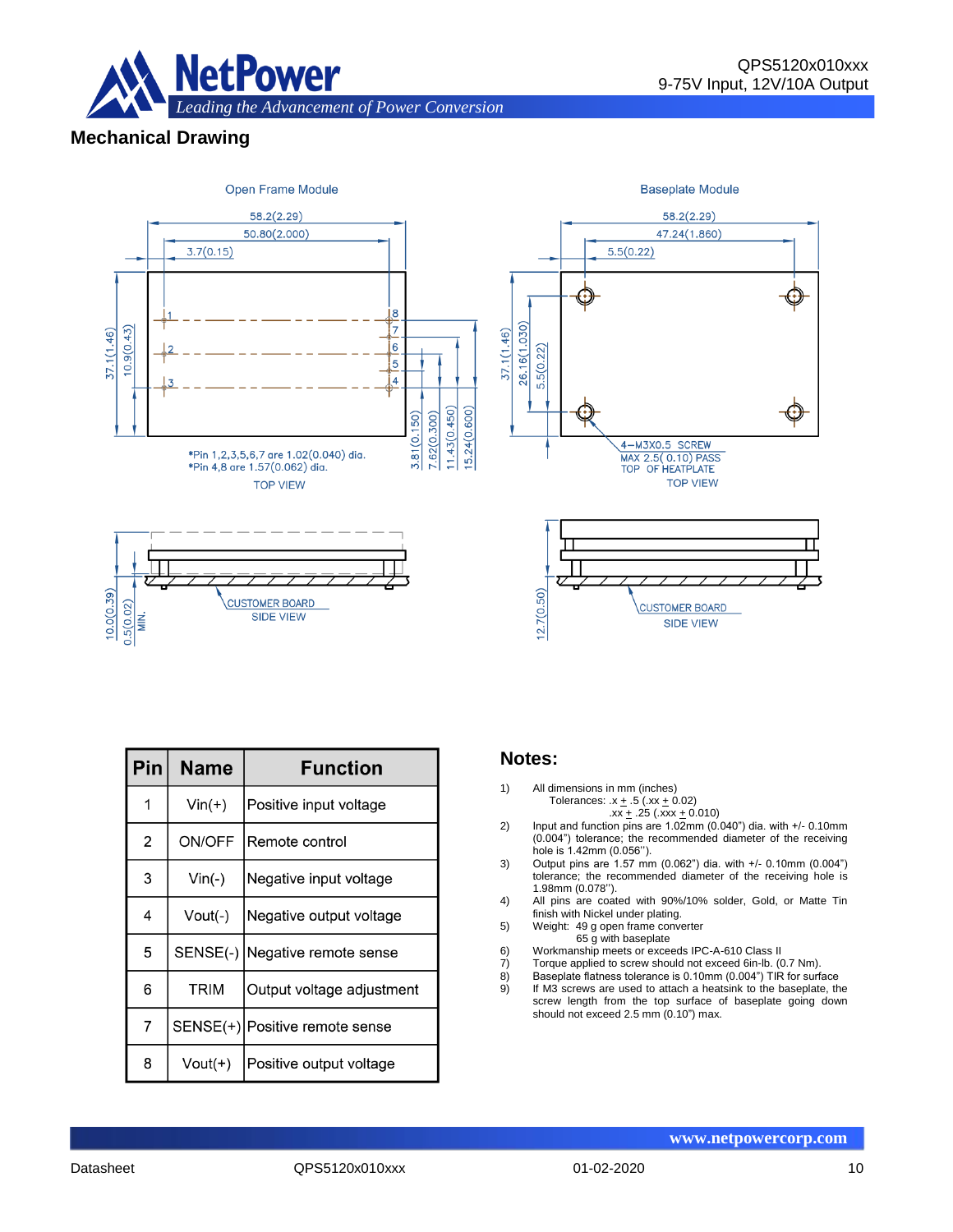## Mechanical Drawing

Open Frame Module

58.2(2.29)
50.80(2.000)
3.7(0.15)
37.1(1.46)
10.9(0.43)
3.81(0.150)
7.62(0.300)
11.43(0.450)
15.24(0.600)

*Pin 1,2,3,5,6,7 are 1.02(0.040) dia.
*Pin 4,8 are 1.57(0.062) dia.

TOP VIEW

10.0(0.39)
0.5(0.02) MIN.
CUSTOMER BOARD
SIDE VIEW

Baseplate Module

58.2(2.29)
47.24(1.860)
5.5(0.22)
37.1(1.46)
26.16(1.030)
5.5(0.22)

4–M3X0.5 SCREW
MAX 2.5( 0.10) PASS
TOP OF HEATPLATE

TOP VIEW

12.7(0.50)
CUSTOMER BOARD
SIDE VIEW

| Pin | Name | Function |
|---|---|---|
| 1 | Vin(+) | Positive input voltage |
| 2 | ON/OFF | Remote control |
| 3 | Vin(-) | Negative input voltage |
| 4 | Vout(-) | Negative output voltage |
| 5 | SENSE(-) | Negative remote sense |
| 6 | TRIM | Output voltage adjustment |
| 7 | SENSE(+) | Positive remote sense |
| 8 | Vout(+) | Positive output voltage |

### Notes:

1) All dimensions in mm (inches)
   Tolerances: .x ± .5 (.xx ± 0.02)
   .xx ± .25 (.xxx ± 0.010)
2) Input and function pins are 1.02mm (0.040") dia. with +/- 0.10mm (0.004") tolerance; the recommended diameter of the receiving hole is 1.42mm (0.056'').
3) Output pins are 1.57 mm (0.062") dia. with +/- 0.10mm (0.004") tolerance; the recommended diameter of the receiving hole is 1.98mm (0.078'').
4) All pins are coated with 90%/10% solder, Gold, or Matte Tin finish with Nickel under plating.
5) Weight: 49 g open frame converter
   65 g with baseplate
6) Workmanship meets or exceeds IPC-A-610 Class II
7) Torque applied to screw should not exceed 6in-lb. (0.7 Nm).
8) Baseplate flatness tolerance is 0.10mm (0.004") TIR for surface
9) If M3 screws are used to attach a heatsink to the baseplate, the screw length from the top surface of baseplate going down should not exceed 2.5 mm (0.10") max.